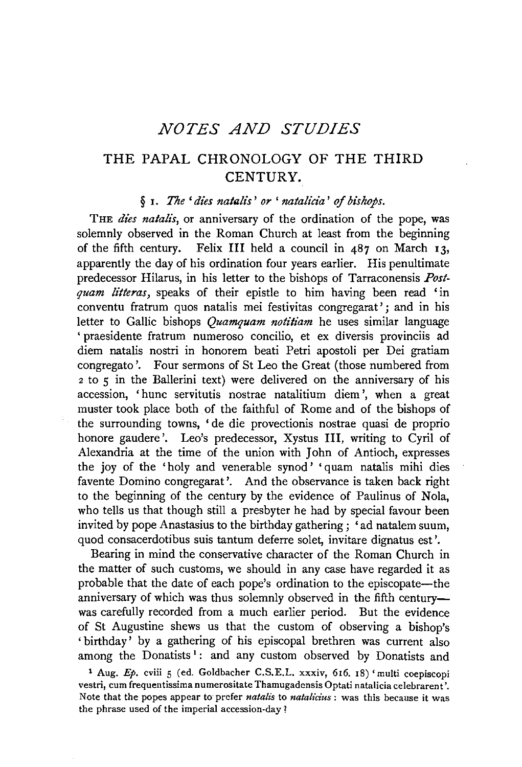# NOTES AND STUDIES

## THE PAPAL CHRONOLOGY OF THE THIRD CENTURY.

### § 1. *The 'dies natalis' or 'natalicia' of bishops.*

THE *dies natalis*, or anniversary of the ordination of the pope, was solemnly observed in the Roman Church at least from the beginning of the fifth century. Felix III held a council in 487 on March 13, apparently the day of his ordination four years earlier. His penultimate predecessor Hilarus, in his letter to the bishops of Tarraconensis *Postquam litteras*, speaks of their epistle to him having been read 'in conventu fratrum quos natalis mei festivitas congregarat'; and in his letter to Gallic bishops *Quamquam notitiam* he uses similar language 'praesidente fratrum numeroso concilio, et ex diversis provinciis ad diem natalis nostri in honorem beati Petri apostoli per Dei gratiam congregato'. Four sermons of St Leo the Great (those numbered from 2 to 5 in the Ballerini text) were delivered on the anniversary of his accession, 'hunc servitutis nostrae natalitium diem', when a great muster took place both of the faithful of Rome and of the bishops of the surrounding towns, 'de die provectionis nostrae quasi de proprio honore gaudere'. Leo's predecessor, Xystus III, writing to Cyril of Alexandria at the time of the union with John of Antioch, expresses the joy of the 'holy and venerable synod' 'quam natalis mihi dies favente Domino congregarat'. And the observance is taken back right to the beginning of the century by the evidence of Paulinus of Nola, who tells us that though still a presbyter he had by special favour been invited by pope Anastasius to the birthday gathering; 'ad natalem suum, quod consacerdotibus suis tantum deferre solet, invitare dignatus est'.

Bearing in mind the conservative character of the Roman Church in the matter of such customs, we should in any case have regarded it as probable that the date of each pope's ordination to the episcopate—the anniversary of which was thus solemnly observed in the fifth century—was carefully recorded from a much earlier period. But the evidence of St Augustine shews us that the custom of observing a bishop's 'birthday' by a gathering of his episcopal brethren was current also among the Donatists[1]: and any custom observed by Donatists and

[1] Aug. *Ep.* cviii 5 (ed. Goldbacher C.S.E.L. xxxiv, 616. 18) 'multi coepiscopi vestri, cum frequentissima numerositate Thamugadensis Optati natalicia celebrarent'. Note that the popes appear to prefer *natalis* to *natalicius*: was this because it was the phrase used of the imperial accession-day?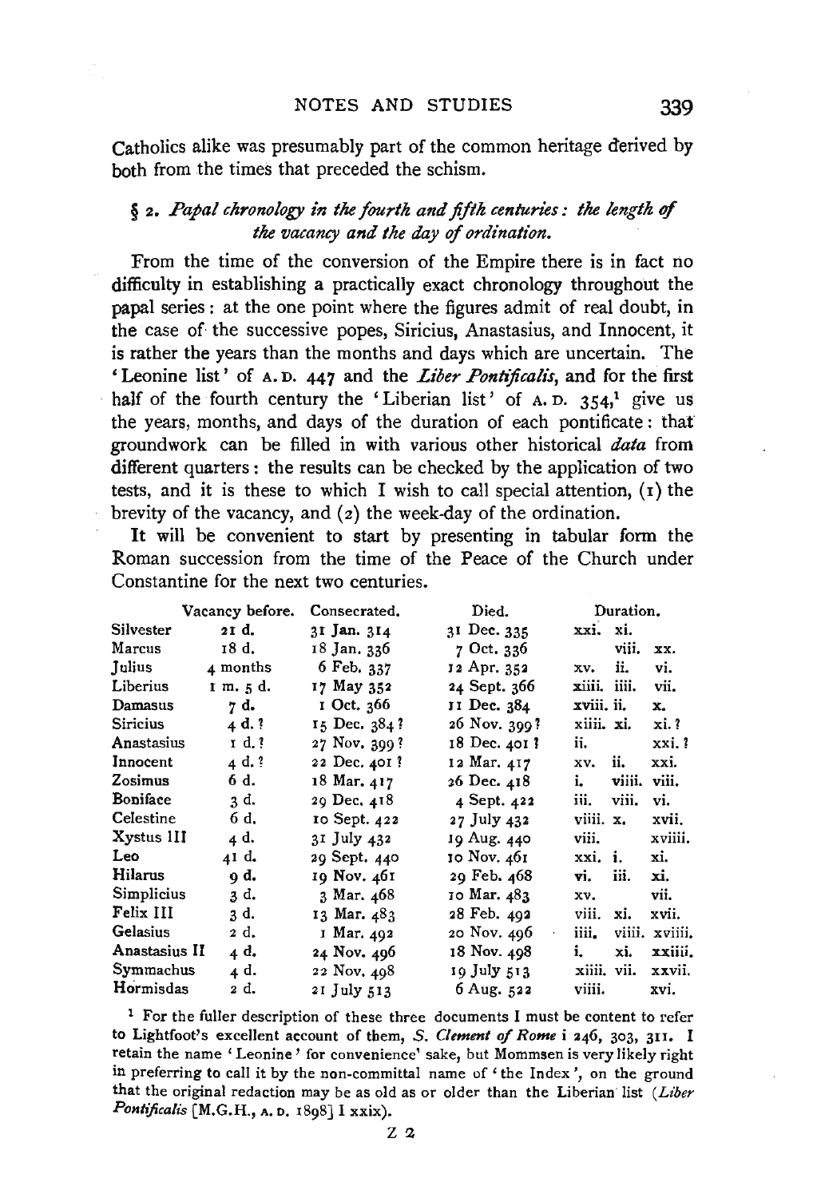Catholics alike was presumably part of the common heritage derived by both from the times that preceded the schism.

### § 2. *Papal chronology in the fourth and fifth centuries: the length of the vacancy and the day of ordination.*

From the time of the conversion of the Empire there is in fact no difficulty in establishing a practically exact chronology throughout the papal series: at the one point where the figures admit of real doubt, in the case of the successive popes, Siricius, Anastasius, and Innocent, it is rather the years than the months and days which are uncertain. The 'Leonine list' of A. D. 447 and the *Liber Pontificalis*, and for the first half of the fourth century the 'Liberian list' of A. D. 354,[1] give us the years, months, and days of the duration of each pontificate: that groundwork can be filled in with various other historical *data* from different quarters: the results can be checked by the application of two tests, and it is these to which I wish to call special attention, (1) the brevity of the vacancy, and (2) the week-day of the ordination.

It will be convenient to start by presenting in tabular form the Roman succession from the time of the Peace of the Church under Constantine for the next two centuries.

| | Vacancy before. | Consecrated. | Died. | Duration. | | |
|---|---|---|---|---|---|---|
| Silvester | 21 d. | 31 Jan. 314 | 31 Dec. 335 | xxi. | xi. | |
| Marcus | 18 d. | 18 Jan. 336 | 7 Oct. 336 | | viii. | xx. |
| Julius | 4 months | 6 Feb. 337 | 12 Apr. 352 | xv. | ii. | vi. |
| Liberius | 1 m. 5 d. | 17 May 352 | 24 Sept. 366 | xiiii. | iiii. | vii. |
| Damasus | 7 d. | 1 Oct. 366 | 11 Dec. 384 | xviii. | ii. | x. |
| Siricius | 4 d. ? | 15 Dec. 384 ? | 26 Nov. 399 ? | xiiii. | xi. | xi. ? |
| Anastasius | 1 d. ? | 27 Nov. 399 ? | 18 Dec. 401 ? | ii. | | xxi. ? |
| Innocent | 4 d. ? | 22 Dec. 401 ? | 12 Mar. 417 | xv. | ii. | xxi. |
| Zosimus | 6 d. | 18 Mar. 417 | 26 Dec. 418 | i. | viiii. | viii. |
| Boniface | 3 d. | 29 Dec. 418 | 4 Sept. 422 | iii. | viii. | vi. |
| Celestine | 6 d. | 10 Sept. 422 | 27 July 432 | viiii. | x. | xvii. |
| Xystus III | 4 d. | 31 July 432 | 19 Aug. 440 | viii. | | xviiii. |
| Leo | 41 d. | 29 Sept. 440 | 10 Nov. 461 | xxi. | i. | xi. |
| Hilarus | 9 d. | 19 Nov. 461 | 29 Feb. 468 | vi. | iii. | xi. |
| Simplicius | 3 d. | 3 Mar. 468 | 10 Mar. 483 | xv. | | vii. |
| Felix III | 3 d. | 13 Mar. 483 | 28 Feb. 492 | viii. | xi. | xvii. |
| Gelasius | 2 d. | 1 Mar. 492 | 20 Nov. 496 | iiii. | viiii. | xviiii. |
| Anastasius II | 4 d. | 24 Nov. 496 | 18 Nov. 498 | i. | xi. | xxiiii. |
| Symmachus | 4 d. | 22 Nov. 498 | 19 July 513 | xiiii. | vii. | xxvii. |
| Hormisdas | 2 d. | 21 July 513 | 6 Aug. 522 | viiii. | | xvi. |

[1] For the fuller description of these three documents I must be content to refer to Lightfoot's excellent account of them, *S. Clement of Rome* i 246, 303, 311. I retain the name 'Leonine' for convenience' sake, but Mommsen is very likely right in preferring to call it by the non-committal name of 'the Index', on the ground that the original redaction may be as old as or older than the Liberian list (*Liber Pontificalis* [M.G.H., A. D. 1898] I xxix).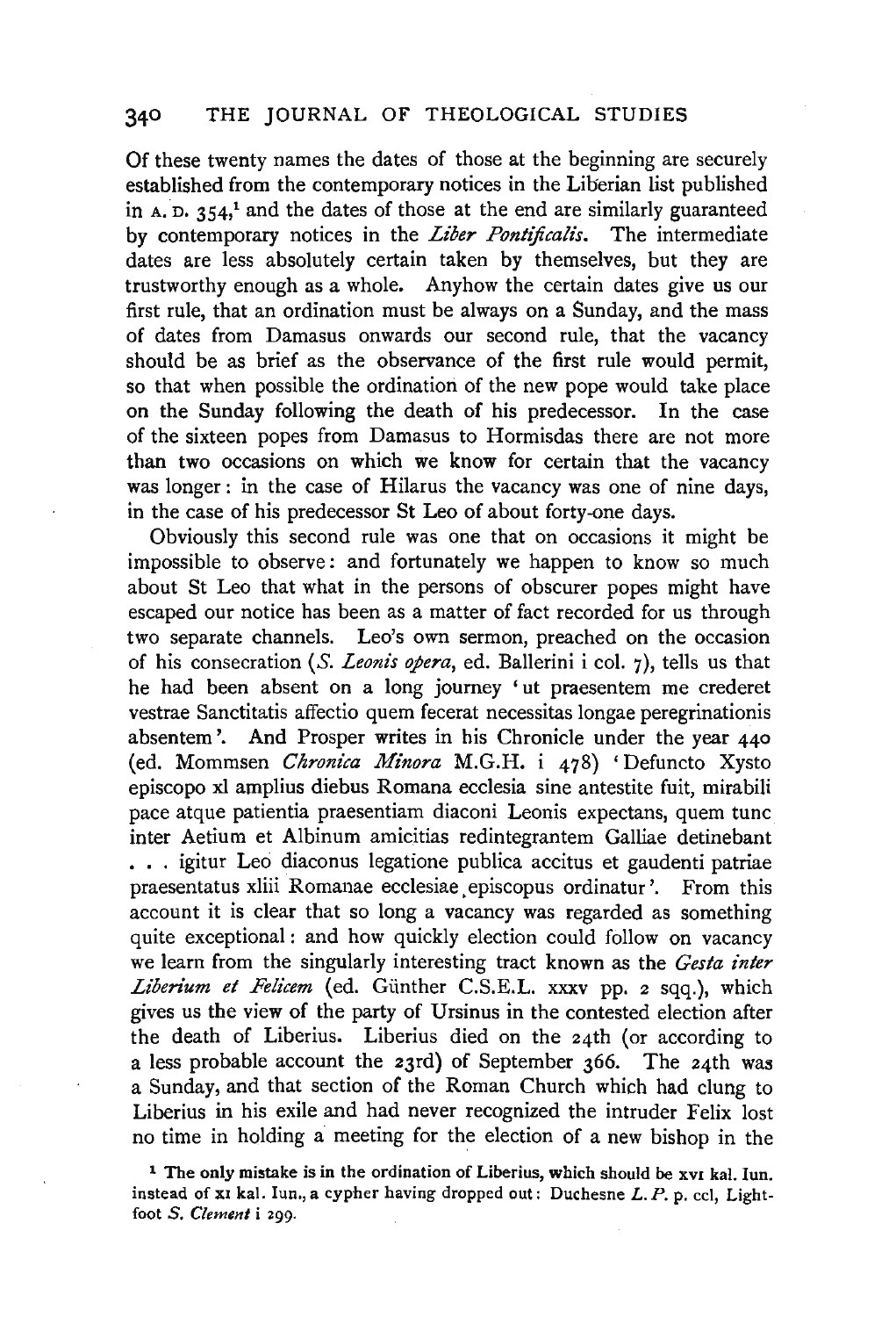Of these twenty names the dates of those at the beginning are securely established from the contemporary notices in the Liberian list published in A. D. 354,[1] and the dates of those at the end are similarly guaranteed by contemporary notices in the *Liber Pontificalis*. The intermediate dates are less absolutely certain taken by themselves, but they are trustworthy enough as a whole. Anyhow the certain dates give us our first rule, that an ordination must be always on a Sunday, and the mass of dates from Damasus onwards our second rule, that the vacancy should be as brief as the observance of the first rule would permit, so that when possible the ordination of the new pope would take place on the Sunday following the death of his predecessor. In the case of the sixteen popes from Damasus to Hormisdas there are not more than two occasions on which we know for certain that the vacancy was longer: in the case of Hilarus the vacancy was one of nine days, in the case of his predecessor St Leo of about forty-one days.

Obviously this second rule was one that on occasions it might be impossible to observe: and fortunately we happen to know so much about St Leo that what in the persons of obscurer popes might have escaped our notice has been as a matter of fact recorded for us through two separate channels. Leo's own sermon, preached on the occasion of his consecration (*S. Leonis opera*, ed. Ballerini i col. 7), tells us that he had been absent on a long journey 'ut praesentem me crederet vestrae Sanctitatis affectio quem fecerat necessitas longae peregrinationis absentem'. And Prosper writes in his Chronicle under the year 440 (ed. Mommsen *Chronica Minora* M.G.H. i 478) 'Defuncto Xysto episcopo xl amplius diebus Romana ecclesia sine antestite fuit, mirabili pace atque patientia praesentiam diaconi Leonis expectans, quem tunc inter Aetium et Albinum amicitias redintegrantem Galliae detinebant . . . igitur Leo diaconus legatione publica accitus et gaudenti patriae praesentatus xliii Romanae ecclesiae episcopus ordinatur'. From this account it is clear that so long a vacancy was regarded as something quite exceptional: and how quickly election could follow on vacancy we learn from the singularly interesting tract known as the *Gesta inter Liberium et Felicem* (ed. Günther C.S.E.L. xxxv pp. 2 sqq.), which gives us the view of the party of Ursinus in the contested election after the death of Liberius. Liberius died on the 24th (or according to a less probable account the 23rd) of September 366. The 24th was a Sunday, and that section of the Roman Church which had clung to Liberius in his exile and had never recognized the intruder Felix lost no time in holding a meeting for the election of a new bishop in the

[1] The only mistake is in the ordination of Liberius, which should be xvi kal. Iun. instead of xi kal. Iun., a cypher having dropped out: Duchesne *L. P.* p. ccl, Lightfoot *S. Clement* i 299.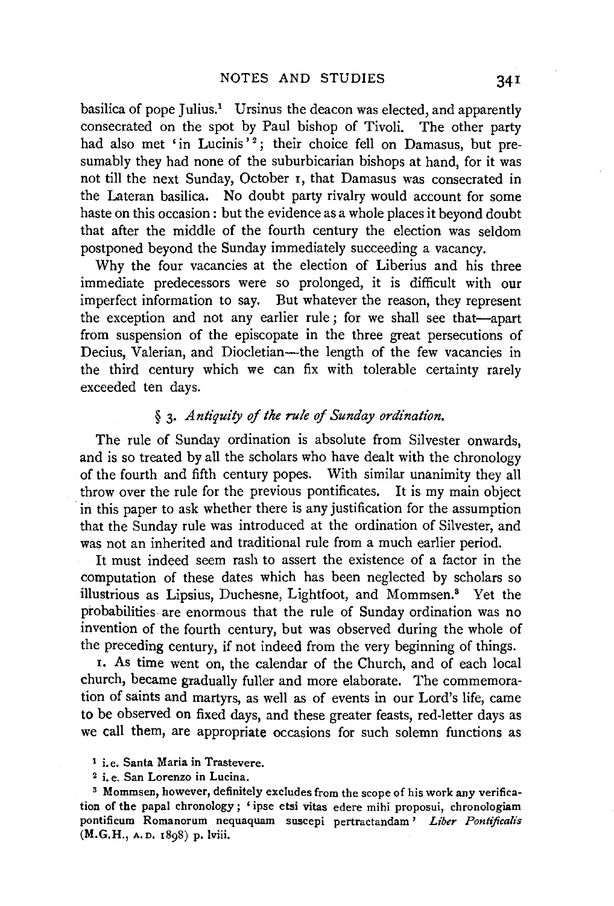basilica of pope Julius.[1] Ursinus the deacon was elected, and apparently consecrated on the spot by Paul bishop of Tivoli. The other party had also met 'in Lucinis'[2]; their choice fell on Damasus, but presumably they had none of the suburbicarian bishops at hand, for it was not till the next Sunday, October 1, that Damasus was consecrated in the Lateran basilica. No doubt party rivalry would account for some haste on this occasion: but the evidence as a whole places it beyond doubt that after the middle of the fourth century the election was seldom postponed beyond the Sunday immediately succeeding a vacancy.

Why the four vacancies at the election of Liberius and his three immediate predecessors were so prolonged, it is difficult with our imperfect information to say. But whatever the reason, they represent the exception and not any earlier rule; for we shall see that—apart from suspension of the episcopate in the three great persecutions of Decius, Valerian, and Diocletian—the length of the few vacancies in the third century which we can fix with tolerable certainty rarely exceeded ten days.

### § 3. *Antiquity of the rule of Sunday ordination.*

The rule of Sunday ordination is absolute from Silvester onwards, and is so treated by all the scholars who have dealt with the chronology of the fourth and fifth century popes. With similar unanimity they all throw over the rule for the previous pontificates. It is my main object in this paper to ask whether there is any justification for the assumption that the Sunday rule was introduced at the ordination of Silvester, and was not an inherited and traditional rule from a much earlier period.

It must indeed seem rash to assert the existence of a factor in the computation of these dates which has been neglected by scholars so illustrious as Lipsius, Duchesne, Lightfoot, and Mommsen.[3] Yet the probabilities are enormous that the rule of Sunday ordination was no invention of the fourth century, but was observed during the whole of the preceding century, if not indeed from the very beginning of things.

1. As time went on, the calendar of the Church, and of each local church, became gradually fuller and more elaborate. The commemoration of saints and martyrs, as well as of events in our Lord's life, came to be observed on fixed days, and these greater feasts, red-letter days as we call them, are appropriate occasions for such solemn functions as

---

[1] i.e. Santa Maria in Trastevere.

[2] i.e. San Lorenzo in Lucina.

[3] Mommsen, however, definitely excludes from the scope of his work any verification of the papal chronology; 'ipse etsi vitas edere mihi proposui, chronologiam pontificum Romanorum nequaquam suscepi pertractandam' *Liber Pontificalis* (M.G.H., A.D. 1898) p. lviii.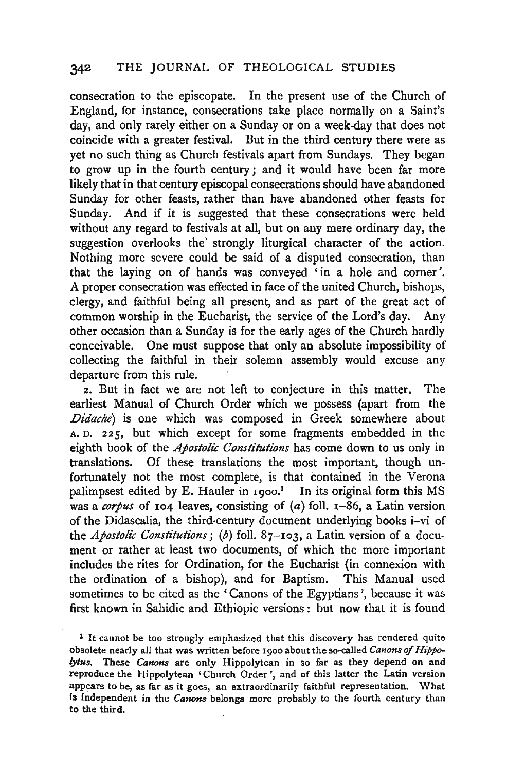consecration to the episcopate. In the present use of the Church of England, for instance, consecrations take place normally on a Saint's day, and only rarely either on a Sunday or on a week-day that does not coincide with a greater festival. But in the third century there were as yet no such thing as Church festivals apart from Sundays. They began to grow up in the fourth century; and it would have been far more likely that in that century episcopal consecrations should have abandoned Sunday for other feasts, rather than have abandoned other feasts for Sunday. And if it is suggested that these consecrations were held without any regard to festivals at all, but on any mere ordinary day, the suggestion overlooks the strongly liturgical character of the action. Nothing more severe could be said of a disputed consecration, than that the laying on of hands was conveyed 'in a hole and corner'. A proper consecration was effected in face of the united Church, bishops, clergy, and faithful being all present, and as part of the great act of common worship in the Eucharist, the service of the Lord's day. Any other occasion than a Sunday is for the early ages of the Church hardly conceivable. One must suppose that only an absolute impossibility of collecting the faithful in their solemn assembly would excuse any departure from this rule.

2. But in fact we are not left to conjecture in this matter. The earliest Manual of Church Order which we possess (apart from the *Didache*) is one which was composed in Greek somewhere about A.D. 225, but which except for some fragments embedded in the eighth book of the *Apostolic Constitutions* has come down to us only in translations. Of these translations the most important, though unfortunately not the most complete, is that contained in the Verona palimpsest edited by E. Hauler in 1900.[1] In its original form this MS was a *corpus* of 104 leaves, consisting of (*a*) foll. 1–86, a Latin version of the Didascalia, the third-century document underlying books i–vi of the *Apostolic Constitutions*; (*b*) foll. 87–103, a Latin version of a document or rather at least two documents, of which the more important includes the rites for Ordination, for the Eucharist (in connexion with the ordination of a bishop), and for Baptism. This Manual used sometimes to be cited as the 'Canons of the Egyptians', because it was first known in Sahidic and Ethiopic versions: but now that it is found

[1] It cannot be too strongly emphasized that this discovery has rendered quite obsolete nearly all that was written before 1900 about the so-called *Canons of Hippolytus*. These *Canons* are only Hippolytean in so far as they depend on and reproduce the Hippolytean 'Church Order', and of this latter the Latin version appears to be, as far as it goes, an extraordinarily faithful representation. What is independent in the *Canons* belongs more probably to the fourth century than to the third.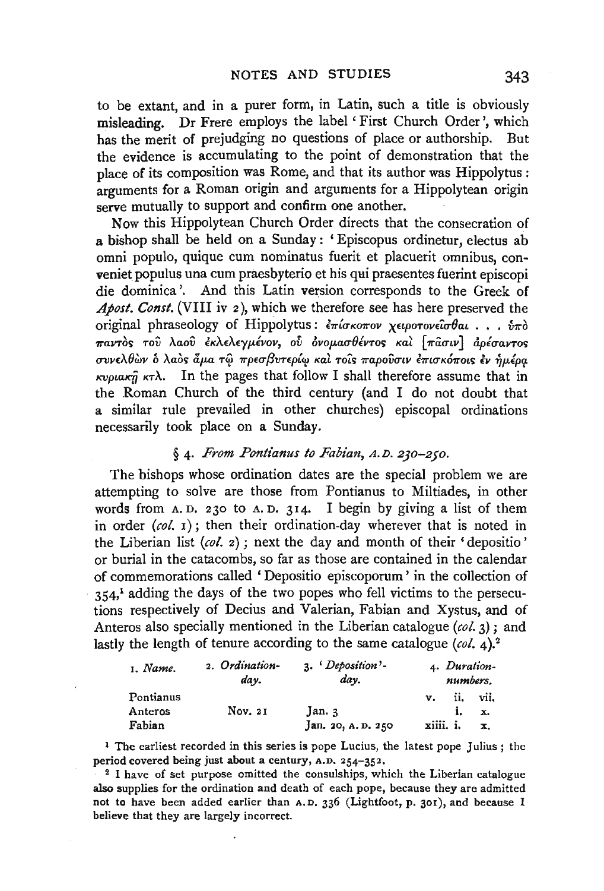to be extant, and in a purer form, in Latin, such a title is obviously misleading. Dr Frere employs the label 'First Church Order', which has the merit of prejudging no questions of place or authorship. But the evidence is accumulating to the point of demonstration that the place of its composition was Rome, and that its author was Hippolytus: arguments for a Roman origin and arguments for a Hippolytean origin serve mutually to support and confirm one another.

Now this Hippolytean Church Order directs that the consecration of a bishop shall be held on a Sunday: 'Episcopus ordinetur, electus ab omni populo, quique cum nominatus fuerit et placuerit omnibus, conveniet populus una cum praesbyterio et his qui praesentes fuerint episcopi die dominica'. And this Latin version corresponds to the Greek of *Apost. Const.* (VIII iv 2), which we therefore see has here preserved the original phraseology of Hippolytus: ἐπίσκοπον χειροτονεῖσθαι . . . ὑπὸ παντὸς τοῦ λαοῦ ἐκλελεγμένον, οὗ ὀνομασθέντος καὶ [πᾶσιν] ἀρέσαντος συνελθὼν ὁ λαὸς ἅμα τῷ πρεσβυτερίῳ καὶ τοῖς παροῦσιν ἐπισκόποις ἐν ἡμέρᾳ κυριακῇ κτλ. In the pages that follow I shall therefore assume that in the Roman Church of the third century (and I do not doubt that a similar rule prevailed in other churches) episcopal ordinations necessarily took place on a Sunday.

### § 4. *From Pontianus to Fabian*, A.D. *230–250*.

The bishops whose ordination dates are the special problem we are attempting to solve are those from Pontianus to Miltiades, in other words from A.D. 230 to A.D. 314. I begin by giving a list of them in order (*col.* 1); then their ordination-day wherever that is noted in the Liberian list (*col.* 2); next the day and month of their 'depositio' or burial in the catacombs, so far as those are contained in the calendar of commemorations called 'Depositio episcoporum' in the collection of 354,[1] adding the days of the two popes who fell victims to the persecutions respectively of Decius and Valerian, Fabian and Xystus, and of Anteros also specially mentioned in the Liberian catalogue (*col.* 3); and lastly the length of tenure according to the same catalogue (*col.* 4).[2]

| 1. *Name.* | 2. *Ordination-day.* | 3. *'Deposition'-day.* | 4. *Duration-numbers.* | | |
|---|---|---|---|---|---|
| Pontianus | | | v. | ii. | vii. |
| Anteros | Nov. 21 | Jan. 3 | | i. | x. |
| Fabian | | Jan. 20, A.D. 250 | xiiii. | i. | x. |

[1] The earliest recorded in this series is pope Lucius, the latest pope Julius; the period covered being just about a century, A.D. 254–352.

[2] I have of set purpose omitted the consulships, which the Liberian catalogue also supplies for the ordination and death of each pope, because they are admitted not to have been added earlier than A.D. 336 (Lightfoot, p. 301), and because I believe that they are largely incorrect.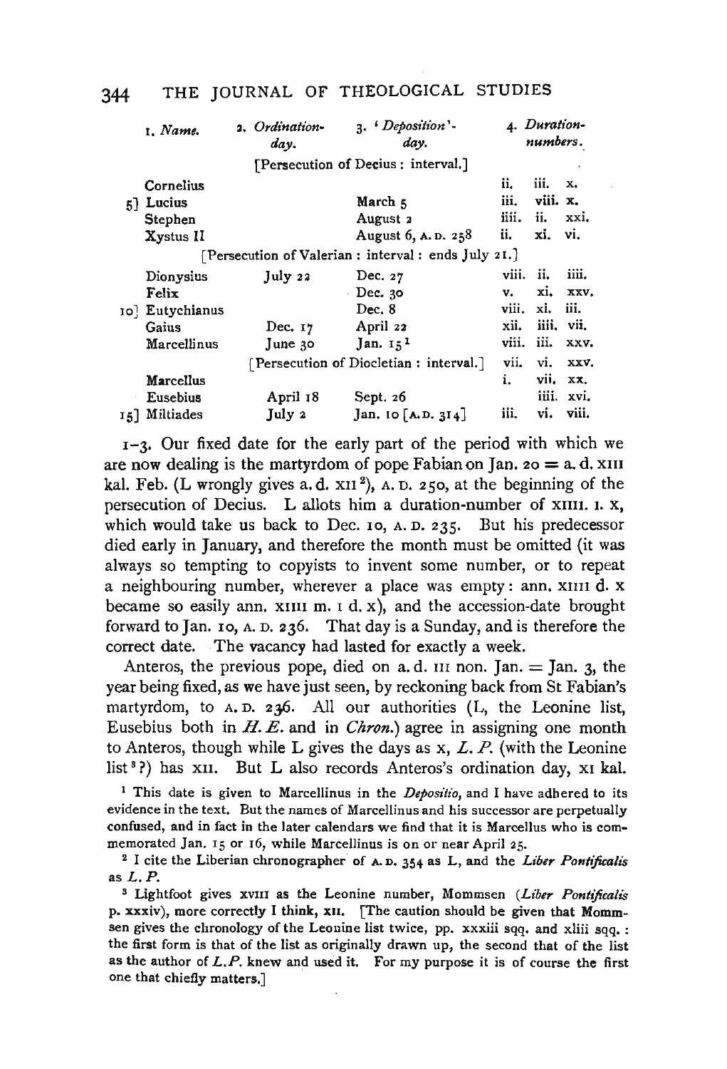| | 1. *Name.* | 2. *Ordination-day.* | 3. '*Deposition*'-*day.* | 4. *Duration-numbers.* | | |
|---|---|---|---|---|---|---|
| | | | [Persecution of Decius : interval.] | | | |
| | Cornelius | | | ii. | iii. | x. |
| 5] | Lucius | | March 5 | iii. | viii. | x. |
| | Stephen | | August 2 | iiii. | ii. | xxi. |
| | Xystus II | | August 6, A. D. 258 | ii. | xi. | vi. |
| | | | [Persecution of Valerian : interval : ends July 21.] | | | |
| | Dionysius | July 22 | Dec. 27 | viii. | ii. | iiii. |
| | Felix | | Dec. 30 | v. | xi. | xxv. |
| 10] | Eutychianus | | Dec. 8 | viii. | xi. | iii. |
| | Gaius | Dec. 17 | April 22 | xii. | iiii. | vii. |
| | Marcellinus | June 30 | Jan. 15[1] | viii. | iii. | xxv. |
| | | | [Persecution of Diocletian : interval.] | vii. | vi. | xxv. |
| | Marcellus | | | i. | vii. | xx. |
| | Eusebius | April 18 | Sept. 26 | | iiii. | xvi. |
| 15] | Miltiades | July 2 | Jan. 10 [A.D. 314] | iii. | vi. | viii. |

1–3. Our fixed date for the early part of the period with which we are now dealing is the martyrdom of pope Fabian on Jan. 20 = a. d. XIII kal. Feb. (L wrongly gives a. d. XII[2]), A. D. 250, at the beginning of the persecution of Decius. L allots him a duration-number of XIIII. I. X, which would take us back to Dec. 10, A. D. 235. But his predecessor died early in January, and therefore the month must be omitted (it was always so tempting to copyists to invent some number, or to repeat a neighbouring number, wherever a place was empty: ann. XIIII d. X became so easily ann. XIIII m. I d. X), and the accession-date brought forward to Jan. 10, A. D. 236. That day is a Sunday, and is therefore the correct date. The vacancy had lasted for exactly a week.

Anteros, the previous pope, died on a. d. III non. Jan. = Jan. 3, the year being fixed, as we have just seen, by reckoning back from St Fabian's martyrdom, to A. D. 236. All our authorities (L, the Leonine list, Eusebius both in *H. E.* and in *Chron.*) agree in assigning one month to Anteros, though while L gives the days as X, *L. P.* (with the Leonine list[3]?) has XII. But L also records Anteros's ordination day, XI kal.

[1] This date is given to Marcellinus in the *Depositio*, and I have adhered to its evidence in the text. But the names of Marcellinus and his successor are perpetually confused, and in fact in the later calendars we find that it is Marcellus who is commemorated Jan. 15 or 16, while Marcellinus is on or near April 25.

[2] I cite the Liberian chronographer of A. D. 354 as L, and the *Liber Pontificalis* as *L. P.*

[3] Lightfoot gives XVIII as the Leonine number, Mommsen (*Liber Pontificalis* p. xxxiv), more correctly I think, XII. [The caution should be given that Mommsen gives the chronology of the Leonine list twice, pp. xxxiii sqq. and xliii sqq. : the first form is that of the list as originally drawn up, the second that of the list as the author of *L.P.* knew and used it. For my purpose it is of course the first one that chiefly matters.]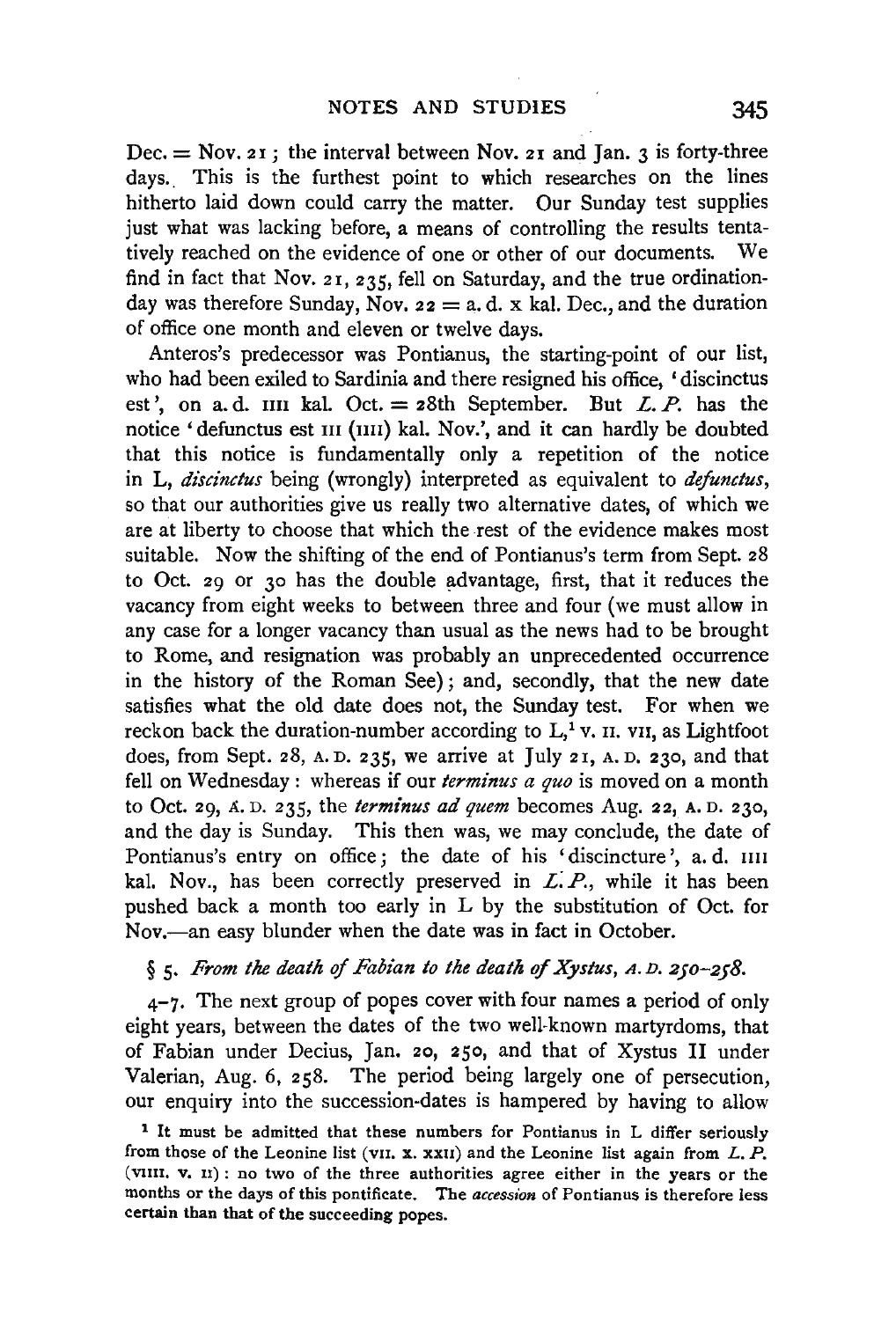Dec. = Nov. 21; the interval between Nov. 21 and Jan. 3 is forty-three days. This is the furthest point to which researches on the lines hitherto laid down could carry the matter. Our Sunday test supplies just what was lacking before, a means of controlling the results tentatively reached on the evidence of one or other of our documents. We find in fact that Nov. 21, 235, fell on Saturday, and the true ordination-day was therefore Sunday, Nov. 22 = a. d. x kal. Dec., and the duration of office one month and eleven or twelve days.

Anteros's predecessor was Pontianus, the starting-point of our list, who had been exiled to Sardinia and there resigned his office, 'discinctus est', on a. d. IIII kal. Oct. = 28th September. But *L. P.* has the notice 'defunctus est III (IIII) kal. Nov.', and it can hardly be doubted that this notice is fundamentally only a repetition of the notice in L, *discinctus* being (wrongly) interpreted as equivalent to *defunctus*, so that our authorities give us really two alternative dates, of which we are at liberty to choose that which the rest of the evidence makes most suitable. Now the shifting of the end of Pontianus's term from Sept. 28 to Oct. 29 or 30 has the double advantage, first, that it reduces the vacancy from eight weeks to between three and four (we must allow in any case for a longer vacancy than usual as the news had to be brought to Rome, and resignation was probably an unprecedented occurrence in the history of the Roman See); and, secondly, that the new date satisfies what the old date does not, the Sunday test. For when we reckon back the duration-number according to L,[1] v. II. VII, as Lightfoot does, from Sept. 28, A. D. 235, we arrive at July 21, A. D. 230, and that fell on Wednesday: whereas if our *terminus a quo* is moved on a month to Oct. 29, A. D. 235, the *terminus ad quem* becomes Aug. 22, A. D. 230, and the day is Sunday. This then was, we may conclude, the date of Pontianus's entry on office; the date of his 'discincture', a. d. IIII kal. Nov., has been correctly preserved in *L. P.*, while it has been pushed back a month too early in L by the substitution of Oct. for Nov.—an easy blunder when the date was in fact in October.

## § 5. *From the death of Fabian to the death of Xystus, A. D. 250–258.*

4–7. The next group of popes cover with four names a period of only eight years, between the dates of the two well-known martyrdoms, that of Fabian under Decius, Jan. 20, 250, and that of Xystus II under Valerian, Aug. 6, 258. The period being largely one of persecution, our enquiry into the succession-dates is hampered by having to allow

[1] It must be admitted that these numbers for Pontianus in L differ seriously from those of the Leonine list (VII. X. XXII) and the Leonine list again from *L. P.* (VIIII. V. II): no two of the three authorities agree either in the years or the months or the days of this pontificate. The *accession* of Pontianus is therefore less certain than that of the succeeding popes.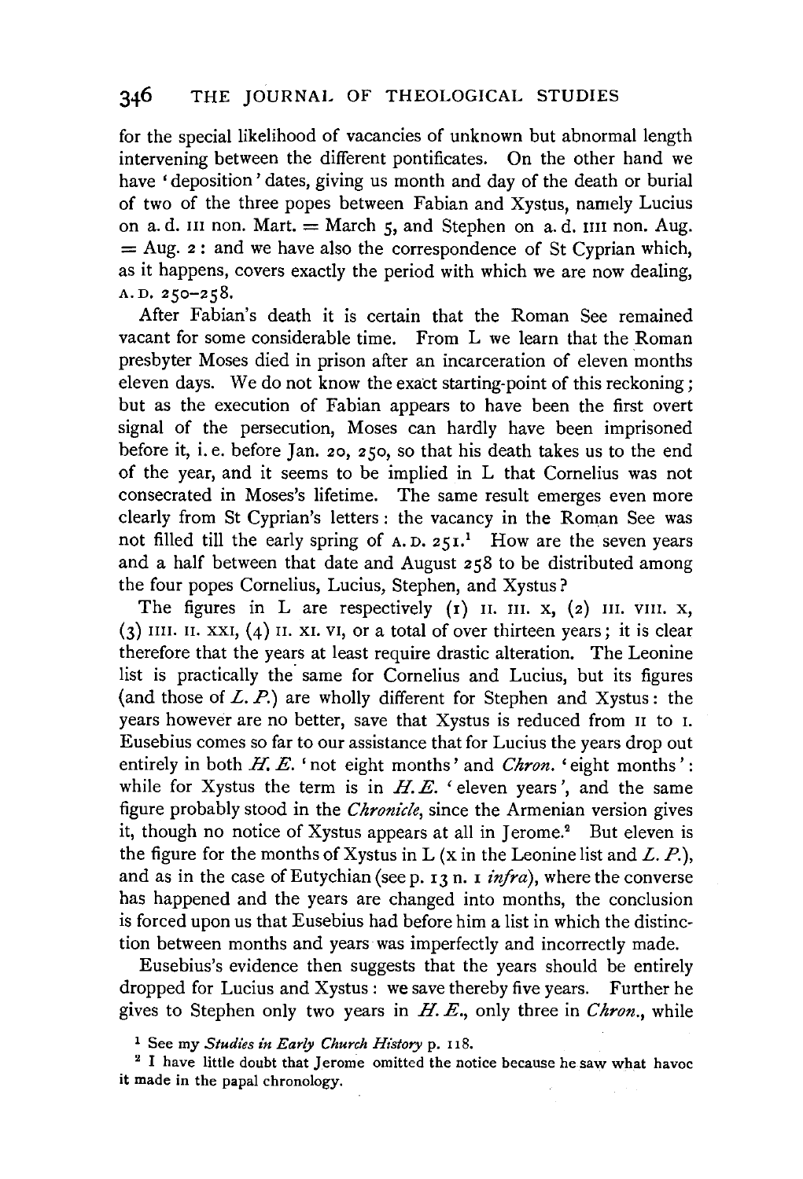for the special likelihood of vacancies of unknown but abnormal length intervening between the different pontificates. On the other hand we have 'deposition' dates, giving us month and day of the death or burial of two of the three popes between Fabian and Xystus, namely Lucius on a. d. III non. Mart. = March 5, and Stephen on a. d. IIII non. Aug. = Aug. 2: and we have also the correspondence of St Cyprian which, as it happens, covers exactly the period with which we are now dealing, A.D. 250–258.

After Fabian's death it is certain that the Roman See remained vacant for some considerable time. From L we learn that the Roman presbyter Moses died in prison after an incarceration of eleven months eleven days. We do not know the exact starting-point of this reckoning; but as the execution of Fabian appears to have been the first overt signal of the persecution, Moses can hardly have been imprisoned before it, i. e. before Jan. 20, 250, so that his death takes us to the end of the year, and it seems to be implied in L that Cornelius was not consecrated in Moses's lifetime. The same result emerges even more clearly from St Cyprian's letters: the vacancy in the Roman See was not filled till the early spring of A.D. 251.[1] How are the seven years and a half between that date and August 258 to be distributed among the four popes Cornelius, Lucius, Stephen, and Xystus?

The figures in L are respectively (1) II. III. X, (2) III. VIII. X, (3) IIII. II. XXI, (4) II. XI. VI, or a total of over thirteen years; it is clear therefore that the years at least require drastic alteration. The Leonine list is practically the same for Cornelius and Lucius, but its figures (and those of *L. P.*) are wholly different for Stephen and Xystus: the years however are no better, save that Xystus is reduced from II to I. Eusebius comes so far to our assistance that for Lucius the years drop out entirely in both *H. E.* 'not eight months' and *Chron.* 'eight months': while for Xystus the term is in *H. E.* 'eleven years', and the same figure probably stood in the *Chronicle*, since the Armenian version gives it, though no notice of Xystus appears at all in Jerome.[2] But eleven is the figure for the months of Xystus in L (X in the Leonine list and *L. P.*), and as in the case of Eutychian (see p. 13 n. 1 *infra*), where the converse has happened and the years are changed into months, the conclusion is forced upon us that Eusebius had before him a list in which the distinction between months and years was imperfectly and incorrectly made.

Eusebius's evidence then suggests that the years should be entirely dropped for Lucius and Xystus: we save thereby five years. Further he gives to Stephen only two years in *H. E.*, only three in *Chron.*, while

[1] See my *Studies in Early Church History* p. 118.

[2] I have little doubt that Jerome omitted the notice because he saw what havoc it made in the papal chronology.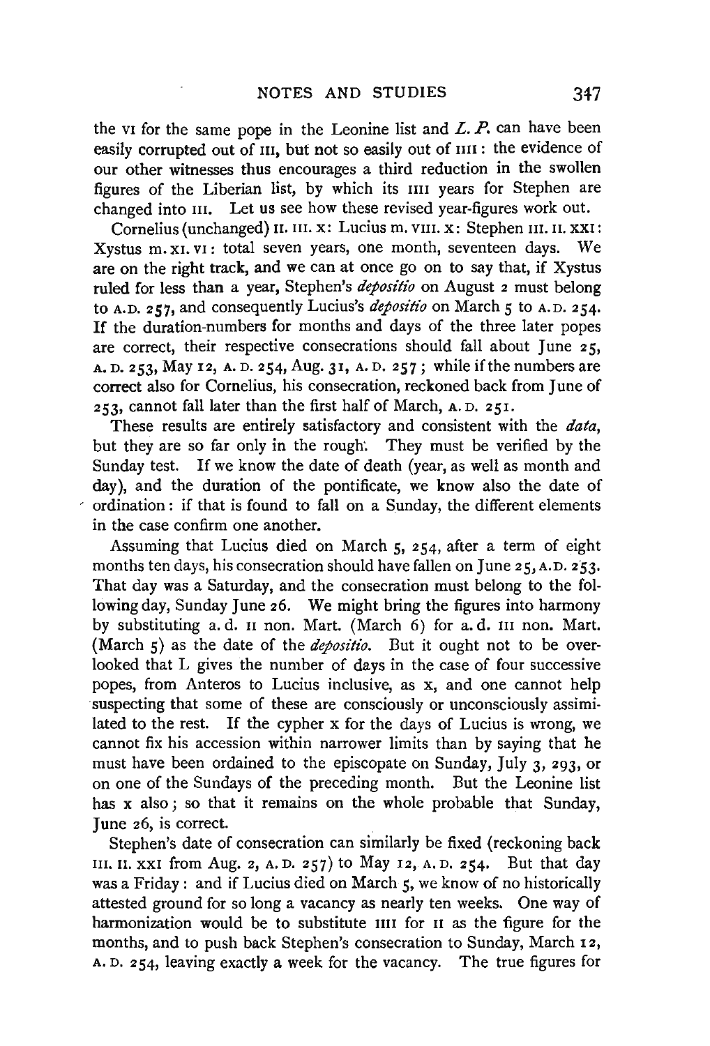the VI for the same pope in the Leonine list and *L. P.* can have been easily corrupted out of III, but not so easily out of IIII: the evidence of our other witnesses thus encourages a third reduction in the swollen figures of the Liberian list, by which its IIII years for Stephen are changed into III. Let us see how these revised year-figures work out.

Cornelius (unchanged) II. III. X: Lucius m. VIII. X: Stephen III. II. XXI: Xystus m. XI. VI: total seven years, one month, seventeen days. We are on the right track, and we can at once go on to say that, if Xystus ruled for less than a year, Stephen's *depositio* on August 2 must belong to A.D. 257, and consequently Lucius's *depositio* on March 5 to A.D. 254. If the duration-numbers for months and days of the three later popes are correct, their respective consecrations should fall about June 25, A.D. 253, May 12, A.D. 254, Aug. 31, A.D. 257; while if the numbers are correct also for Cornelius, his consecration, reckoned back from June of 253, cannot fall later than the first half of March, A.D. 251.

These results are entirely satisfactory and consistent with the *data*, but they are so far only in the rough. They must be verified by the Sunday test. If we know the date of death (year, as well as month and day), and the duration of the pontificate, we know also the date of ordination: if that is found to fall on a Sunday, the different elements in the case confirm one another.

Assuming that Lucius died on March 5, 254, after a term of eight months ten days, his consecration should have fallen on June 25, A.D. 253. That day was a Saturday, and the consecration must belong to the following day, Sunday June 26. We might bring the figures into harmony by substituting a. d. II non. Mart. (March 6) for a. d. III non. Mart. (March 5) as the date of the *depositio*. But it ought not to be overlooked that L gives the number of days in the case of four successive popes, from Anteros to Lucius inclusive, as X, and one cannot help suspecting that some of these are consciously or unconsciously assimilated to the rest. If the cypher X for the days of Lucius is wrong, we cannot fix his accession within narrower limits than by saying that he must have been ordained to the episcopate on Sunday, July 3, 293, or on one of the Sundays of the preceding month. But the Leonine list has X also; so that it remains on the whole probable that Sunday, June 26, is correct.

Stephen's date of consecration can similarly be fixed (reckoning back III. II. XXI from Aug. 2, A.D. 257) to May 12, A.D. 254. But that day was a Friday: and if Lucius died on March 5, we know of no historically attested ground for so long a vacancy as nearly ten weeks. One way of harmonization would be to substitute IIII for II as the figure for the months, and to push back Stephen's consecration to Sunday, March 12, A.D. 254, leaving exactly a week for the vacancy. The true figures for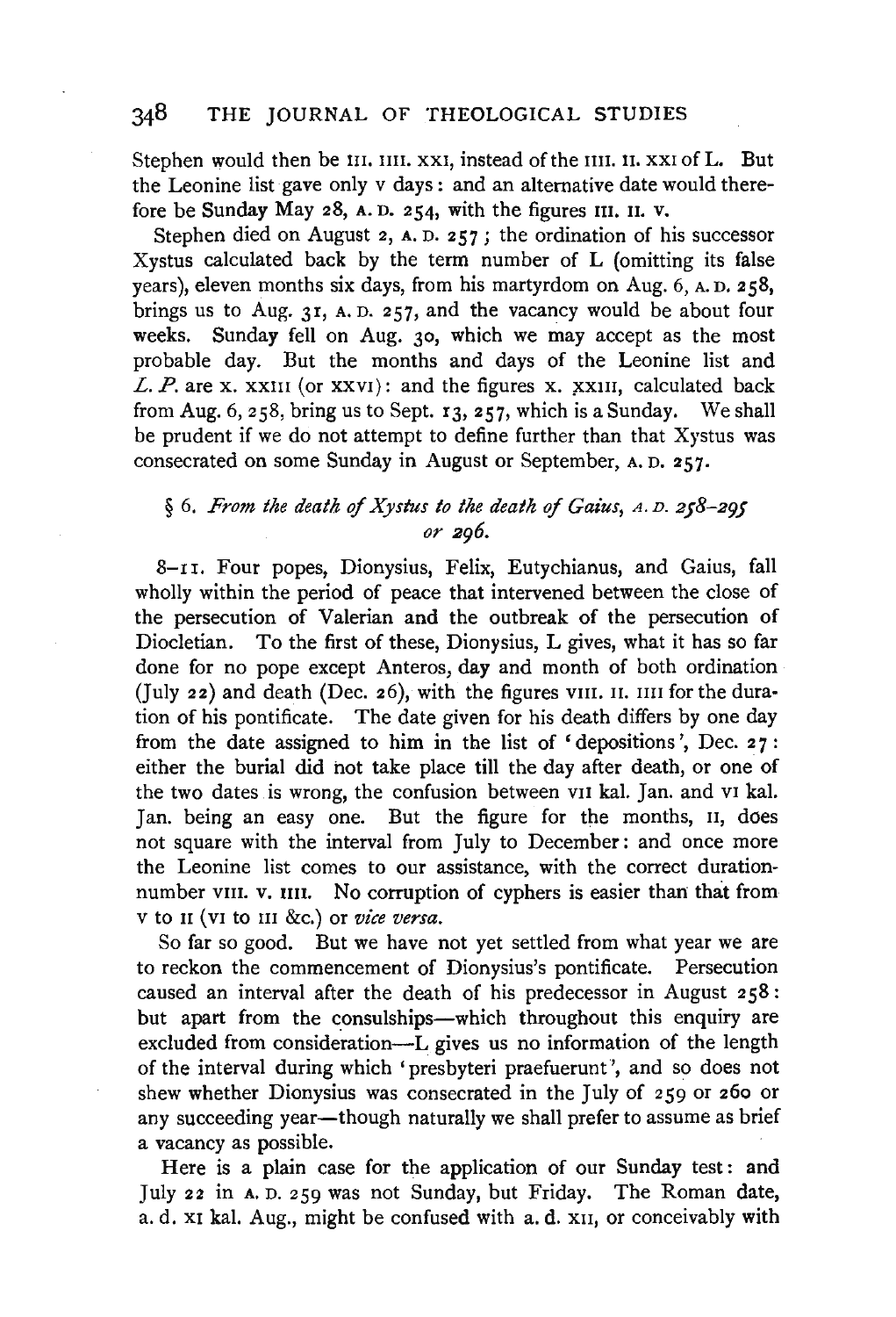Stephen would then be III. IIII. XXI, instead of the IIII. II. XXI of L. But the Leonine list gave only V days: and an alternative date would therefore be Sunday May 28, A. D. 254, with the figures III. II. V.

Stephen died on August 2, A. D. 257; the ordination of his successor Xystus calculated back by the term number of L (omitting its false years), eleven months six days, from his martyrdom on Aug. 6, A. D. 258, brings us to Aug. 31, A. D. 257, and the vacancy would be about four weeks. Sunday fell on Aug. 30, which we may accept as the most probable day. But the months and days of the Leonine list and *L. P.* are X. XXIII (or XXVI): and the figures X. XXIII, calculated back from Aug. 6, 258, bring us to Sept. 13, 257, which is a Sunday. We shall be prudent if we do not attempt to define further than that Xystus was consecrated on some Sunday in August or September, A. D. 257.

## § 6. *From the death of Xystus to the death of Gaius, A. D. 258–295 or 296.*

8–11. Four popes, Dionysius, Felix, Eutychianus, and Gaius, fall wholly within the period of peace that intervened between the close of the persecution of Valerian and the outbreak of the persecution of Diocletian. To the first of these, Dionysius, L gives, what it has so far done for no pope except Anteros, day and month of both ordination (July 22) and death (Dec. 26), with the figures VIII. II. IIII for the duration of his pontificate. The date given for his death differs by one day from the date assigned to him in the list of 'depositions', Dec. 27: either the burial did not take place till the day after death, or one of the two dates is wrong, the confusion between VII kal. Jan. and VI kal. Jan. being an easy one. But the figure for the months, II, does not square with the interval from July to December: and once more the Leonine list comes to our assistance, with the correct duration-number VIII. V. IIII. No corruption of cyphers is easier than that from V to II (VI to III &c.) or *vice versa*.

So far so good. But we have not yet settled from what year we are to reckon the commencement of Dionysius's pontificate. Persecution caused an interval after the death of his predecessor in August 258: but apart from the consulships—which throughout this enquiry are excluded from consideration—L gives us no information of the length of the interval during which 'presbyteri praefuerunt', and so does not shew whether Dionysius was consecrated in the July of 259 or 260 or any succeeding year—though naturally we shall prefer to assume as brief a vacancy as possible.

Here is a plain case for the application of our Sunday test: and July 22 in A. D. 259 was not Sunday, but Friday. The Roman date, a. d. XI kal. Aug., might be confused with a. d. XII, or conceivably with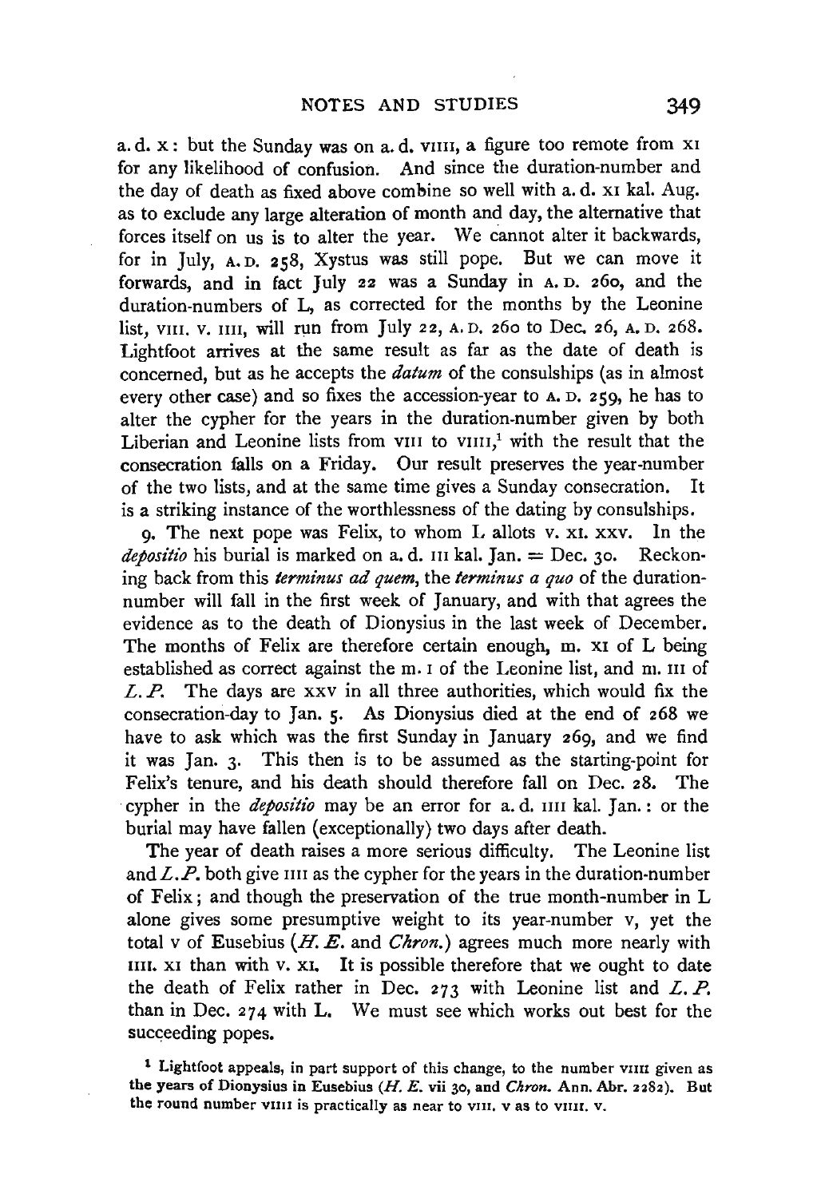a. d. x: but the Sunday was on a. d. viiii, a figure too remote from xi for any likelihood of confusion. And since the duration-number and the day of death as fixed above combine so well with a. d. xi kal. Aug. as to exclude any large alteration of month and day, the alternative that forces itself on us is to alter the year. We cannot alter it backwards, for in July, A. D. 258, Xystus was still pope. But we can move it forwards, and in fact July 22 was a Sunday in A. D. 260, and the duration-numbers of L, as corrected for the months by the Leonine list, viii. v. iiii, will run from July 22, A. D. 260 to Dec. 26, A. D. 268. Lightfoot arrives at the same result as far as the date of death is concerned, but as he accepts the *datum* of the consulships (as in almost every other case) and so fixes the accession-year to A. D. 259, he has to alter the cypher for the years in the duration-number given by both Liberian and Leonine lists from viii to viiii,[1] with the result that the consecration falls on a Friday. Our result preserves the year-number of the two lists, and at the same time gives a Sunday consecration. It is a striking instance of the worthlessness of the dating by consulships.

9. The next pope was Felix, to whom L allots v. xi. xxv. In the *depositio* his burial is marked on a. d. iii kal. Jan. = Dec. 30. Reckoning back from this *terminus ad quem*, the *terminus a quo* of the duration-number will fall in the first week of January, and with that agrees the evidence as to the death of Dionysius in the last week of December. The months of Felix are therefore certain enough, m. xi of L being established as correct against the m. i of the Leonine list, and m. iii of *L. P.* The days are xxv in all three authorities, which would fix the consecration-day to Jan. 5. As Dionysius died at the end of 268 we have to ask which was the first Sunday in January 269, and we find it was Jan. 3. This then is to be assumed as the starting-point for Felix's tenure, and his death should therefore fall on Dec. 28. The cypher in the *depositio* may be an error for a. d. iiii kal. Jan.: or the burial may have fallen (exceptionally) two days after death.

The year of death raises a more serious difficulty. The Leonine list and *L. P.* both give iiii as the cypher for the years in the duration-number of Felix; and though the preservation of the true month-number in L alone gives some presumptive weight to its year-number v, yet the total v of Eusebius (*H. E.* and *Chron.*) agrees much more nearly with iiii. xi than with v. xi. It is possible therefore that we ought to date the death of Felix rather in Dec. 273 with Leonine list and *L. P.* than in Dec. 274 with L. We must see which works out best for the succeeding popes.

[1] Lightfoot appeals, in part support of this change, to the number viiii given as the years of Dionysius in Eusebius (*H. E.* vii 30, and *Chron.* Ann. Abr. 2282). But the round number viiii is practically as near to viii. v as to viiii. v.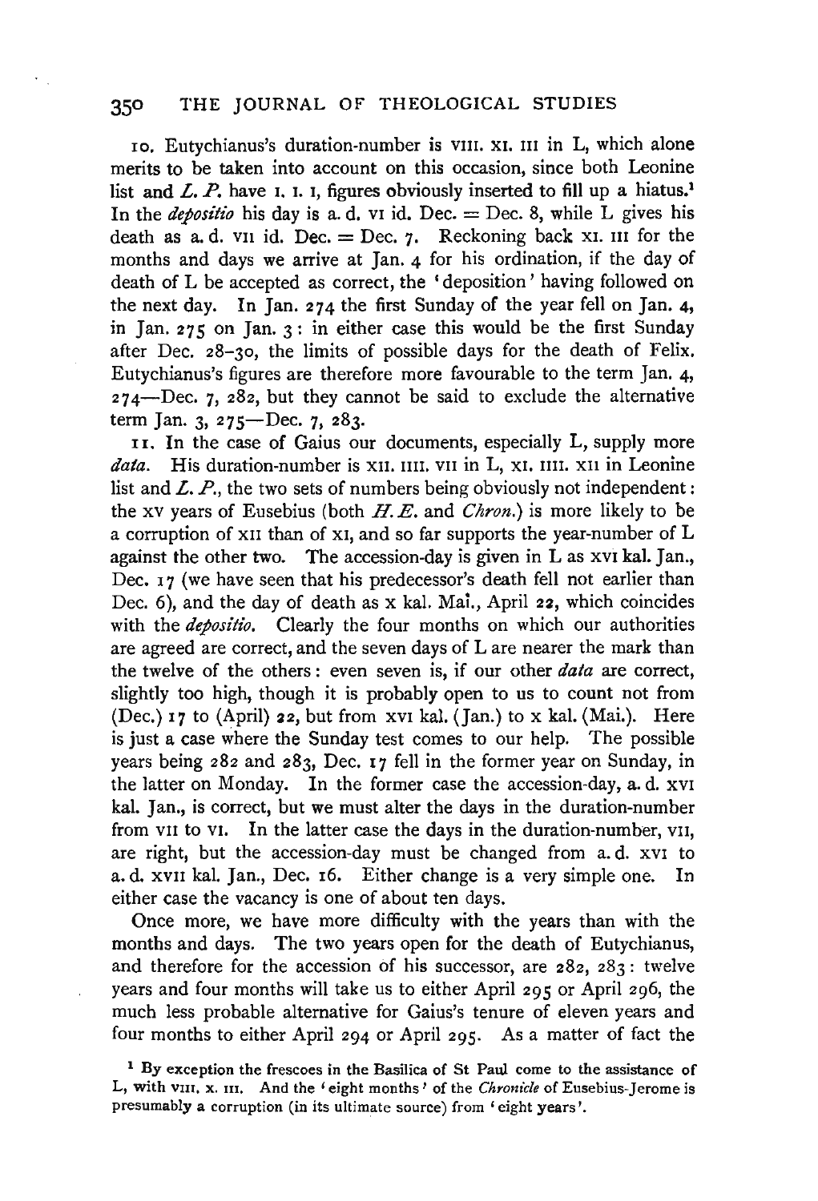10. Eutychianus's duration-number is VIII. XI. III in L, which alone merits to be taken into account on this occasion, since both Leonine list and *L. P.* have I. I. I, figures obviously inserted to fill up a hiatus.[1] In the *depositio* his day is a. d. VI id. Dec. = Dec. 8, while L gives his death as a. d. VII id. Dec. = Dec. 7. Reckoning back XI. III for the months and days we arrive at Jan. 4 for his ordination, if the day of death of L be accepted as correct, the 'deposition' having followed on the next day. In Jan. 274 the first Sunday of the year fell on Jan. 4, in Jan. 275 on Jan. 3: in either case this would be the first Sunday after Dec. 28–30, the limits of possible days for the death of Felix. Eutychianus's figures are therefore more favourable to the term Jan. 4, 274—Dec. 7, 282, but they cannot be said to exclude the alternative term Jan. 3, 275—Dec. 7, 283.

11. In the case of Gaius our documents, especially L, supply more *data*. His duration-number is XII. IIII. VII in L, XI. IIII. XII in Leonine list and *L. P.*, the two sets of numbers being obviously not independent: the XV years of Eusebius (both *H. E.* and *Chron.*) is more likely to be a corruption of XII than of XI, and so far supports the year-number of L against the other two. The accession-day is given in L as XVI kal. Jan., Dec. 17 (we have seen that his predecessor's death fell not earlier than Dec. 6), and the day of death as X kal. Maî., April 22, which coincides with the *depositio*. Clearly the four months on which our authorities are agreed are correct, and the seven days of L are nearer the mark than the twelve of the others: even seven is, if our other *data* are correct, slightly too high, though it is probably open to us to count not from (Dec.) 17 to (April) 22, but from XVI kal. (Jan.) to X kal. (Mai.). Here is just a case where the Sunday test comes to our help. The possible years being 282 and 283, Dec. 17 fell in the former year on Sunday, in the latter on Monday. In the former case the accession-day, a. d. XVI kal. Jan., is correct, but we must alter the days in the duration-number from VII to VI. In the latter case the days in the duration-number, VII, are right, but the accession-day must be changed from a. d. XVI to a. d. XVII kal. Jan., Dec. 16. Either change is a very simple one. In either case the vacancy is one of about ten days.

Once more, we have more difficulty with the years than with the months and days. The two years open for the death of Eutychianus, and therefore for the accession of his successor, are 282, 283: twelve years and four months will take us to either April 295 or April 296, the much less probable alternative for Gaius's tenure of eleven years and four months to either April 294 or April 295. As a matter of fact the

[1] By exception the frescoes in the Basilica of St Paul come to the assistance of L, with VIII. X. III. And the 'eight months' of the *Chronicle* of Eusebius-Jerome is presumably a corruption (in its ultimate source) from 'eight years'.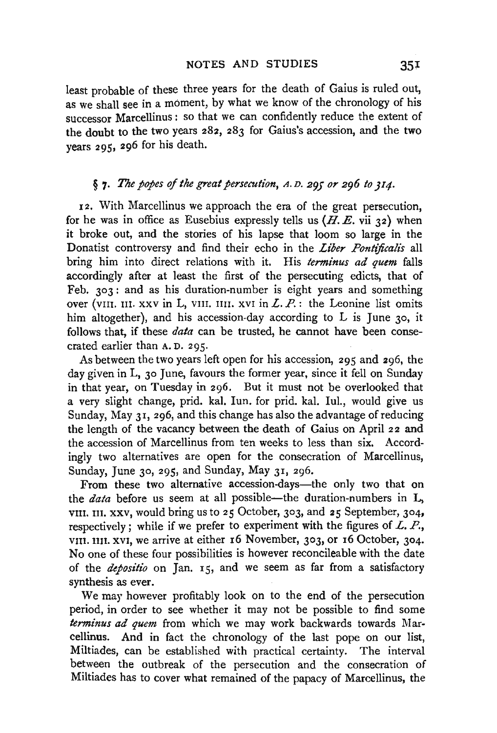least probable of these three years for the death of Gaius is ruled out, as we shall see in a moment, by what we know of the chronology of his successor Marcellinus: so that we can confidently reduce the extent of the doubt to the two years 282, 283 for Gaius's accession, and the two years 295, 296 for his death.

### § 7. *The popes of the great persecution, A.D. 295 or 296 to 314.*

12. With Marcellinus we approach the era of the great persecution, for he was in office as Eusebius expressly tells us (*H.E.* vii 32) when it broke out, and the stories of his lapse that loom so large in the Donatist controversy and find their echo in the *Liber Pontificalis* all bring him into direct relations with it. His *terminus ad quem* falls accordingly after at least the first of the persecuting edicts, that of Feb. 303: and as his duration-number is eight years and something over (VIII. III. XXV in L, VIII. IIII. XVI in *L.P.*: the Leonine list omits him altogether), and his accession-day according to L is June 30, it follows that, if these *data* can be trusted, he cannot have been consecrated earlier than A.D. 295.

As between the two years left open for his accession, 295 and 296, the day given in L, 30 June, favours the former year, since it fell on Sunday in that year, on Tuesday in 296. But it must not be overlooked that a very slight change, prid. kal. Iun. for prid. kal. Iul., would give us Sunday, May 31, 296, and this change has also the advantage of reducing the length of the vacancy between the death of Gaius on April 22 and the accession of Marcellinus from ten weeks to less than six. Accordingly two alternatives are open for the consecration of Marcellinus, Sunday, June 30, 295, and Sunday, May 31, 296.

From these two alternative accession-days—the only two that on the *data* before us seem at all possible—the duration-numbers in L, VIII. III. XXV, would bring us to 25 October, 303, and 25 September, 304, respectively; while if we prefer to experiment with the figures of *L.P.*, VIII. IIII. XVI, we arrive at either 16 November, 303, or 16 October, 304. No one of these four possibilities is however reconcileable with the date of the *depositio* on Jan. 15, and we seem as far from a satisfactory synthesis as ever.

We may however profitably look on to the end of the persecution period, in order to see whether it may not be possible to find some *terminus ad quem* from which we may work backwards towards Marcellinus. And in fact the chronology of the last pope on our list, Miltiades, can be established with practical certainty. The interval between the outbreak of the persecution and the consecration of Miltiades has to cover what remained of the papacy of Marcellinus, the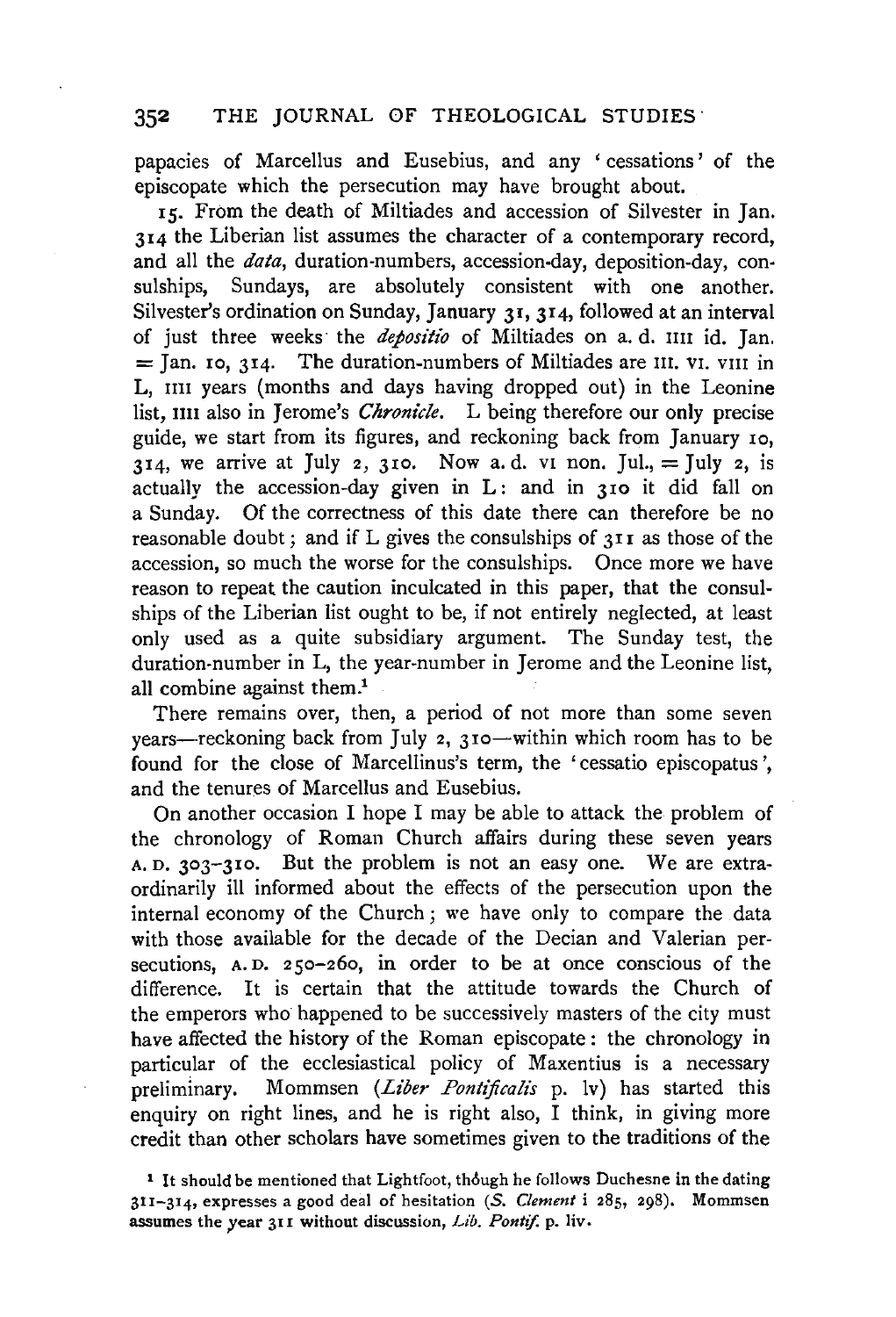papacies of Marcellus and Eusebius, and any 'cessations' of the episcopate which the persecution may have brought about.

15. From the death of Miltiades and accession of Silvester in Jan. 314 the Liberian list assumes the character of a contemporary record, and all the *data*, duration-numbers, accession-day, deposition-day, consulships, Sundays, are absolutely consistent with one another. Silvester's ordination on Sunday, January 31, 314, followed at an interval of just three weeks the *depositio* of Miltiades on a. d. IIII id. Jan. = Jan. 10, 314. The duration-numbers of Miltiades are III. VI. VIII in L, IIII years (months and days having dropped out) in the Leonine list, IIII also in Jerome's *Chronicle*. L being therefore our only precise guide, we start from its figures, and reckoning back from January 10, 314, we arrive at July 2, 310. Now a. d. VI non. Jul., = July 2, is actually the accession-day given in L: and in 310 it did fall on a Sunday. Of the correctness of this date there can therefore be no reasonable doubt; and if L gives the consulships of 311 as those of the accession, so much the worse for the consulships. Once more we have reason to repeat the caution inculcated in this paper, that the consulships of the Liberian list ought to be, if not entirely neglected, at least only used as a quite subsidiary argument. The Sunday test, the duration-number in L, the year-number in Jerome and the Leonine list, all combine against them.[1]

There remains over, then, a period of not more than some seven years—reckoning back from July 2, 310—within which room has to be found for the close of Marcellinus's term, the 'cessatio episcopatus', and the tenures of Marcellus and Eusebius.

On another occasion I hope I may be able to attack the problem of the chronology of Roman Church affairs during these seven years A. D. 303–310. But the problem is not an easy one. We are extraordinarily ill informed about the effects of the persecution upon the internal economy of the Church; we have only to compare the data with those available for the decade of the Decian and Valerian persecutions, A. D. 250–260, in order to be at once conscious of the difference. It is certain that the attitude towards the Church of the emperors who happened to be successively masters of the city must have affected the history of the Roman episcopate: the chronology in particular of the ecclesiastical policy of Maxentius is a necessary preliminary. Mommsen (*Liber Pontificalis* p. lv) has started this enquiry on right lines, and he is right also, I think, in giving more credit than other scholars have sometimes given to the traditions of the

[1] It should be mentioned that Lightfoot, though he follows Duchesne in the dating 311–314, expresses a good deal of hesitation (*S. Clement* i 285, 298). Mommsen assumes the year 311 without discussion, *Lib. Pontif.* p. liv.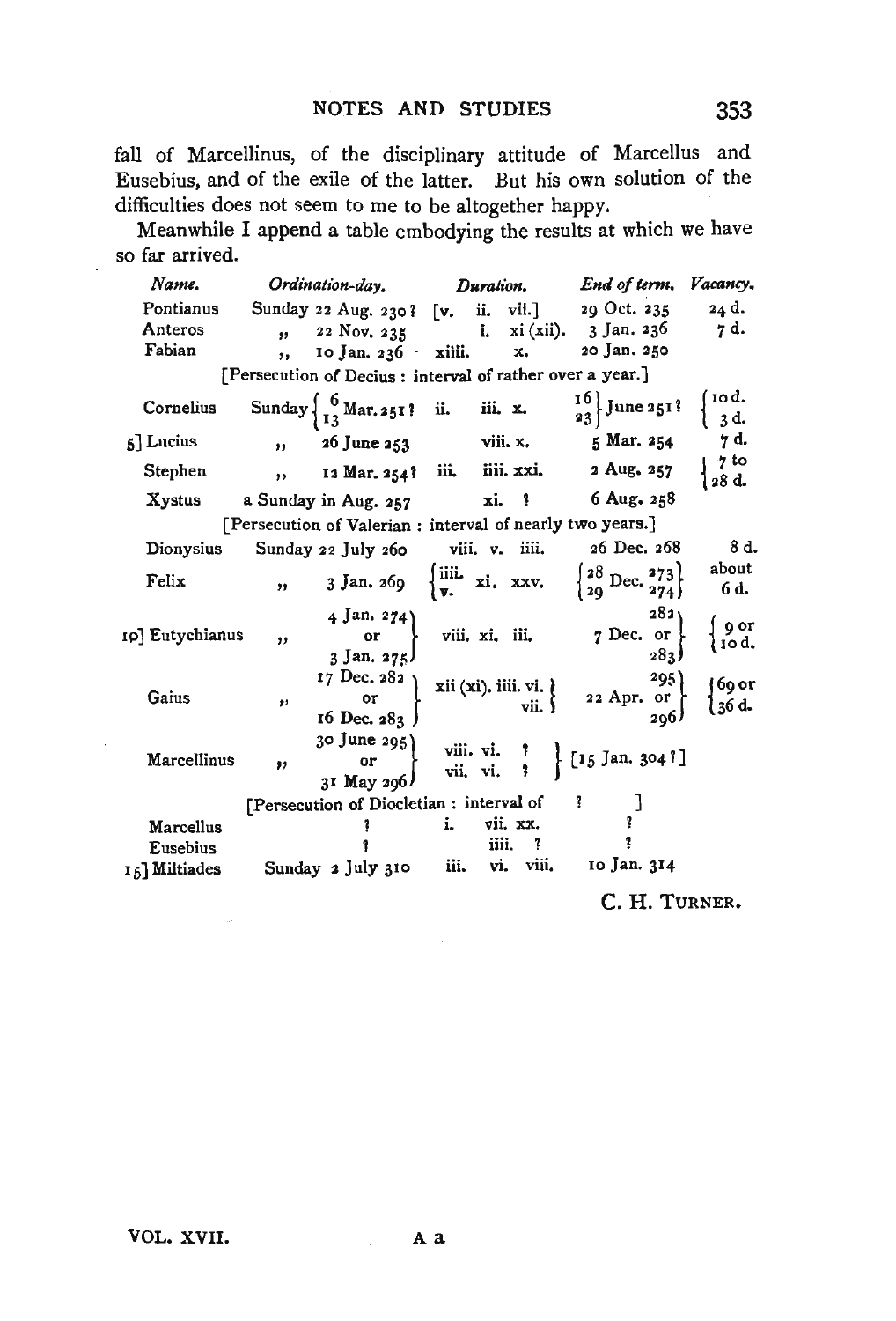fall of Marcellinus, of the disciplinary attitude of Marcellus and Eusebius, and of the exile of the latter. But his own solution of the difficulties does not seem to me to be altogether happy.

Meanwhile I append a table embodying the results at which we have so far arrived.

| | *Name.* | *Ordination-day.* | *Duration.* | *End of term.* | *Vacancy.* |
|---|---|---|---|---|---|
| | Pontianus | Sunday 22 Aug. 230? | [v. ii. vii.] | 29 Oct. 235 | 24 d. |
| | Anteros | ,, 22 Nov. 235 | i. xi (xii). | 3 Jan. 236 | 7 d. |
| | Fabian | ,, 10 Jan. 236 | xiiii. x. | 20 Jan. 250 | |
| | [Persecution of Decius : interval of rather over a year.] | | | | |
| | Cornelius | Sunday {6 / 13} Mar. 251? | ii. iii. x. | {16 / 23} June 251? | {10 d. / 3 d.} |
| 5] | Lucius | ,, 26 June 253 | viii. x. | 5 Mar. 254 | 7 d. |
| | Stephen | ,, 12 Mar. 254? | iii. iiii. xxi. | 2 Aug. 257 | {7 to / 28 d.} |
| | Xystus | a Sunday in Aug. 257 | xi. ? | 6 Aug. 258 | |
| | [Persecution of Valerian : interval of nearly two years.] | | | | |
| | Dionysius | Sunday 22 July 260 | viii. v. iiii. | 26 Dec. 268 | 8 d. |
| | Felix | ,, 3 Jan. 269 | {iiii. / v.} xi. xxv. | {28 / 29} Dec. {273 / 274} | about 6 d. |
| 10] | Eutychianus | ,, {4 Jan. 274 / or / 3 Jan. 275} | viii. xi. iii. | 7 Dec. {282 / or / 283} | {9 or / 10 d.} |
| | Gaius | ,, {17 Dec. 282 / or / 16 Dec. 283} | {xii (xi). iiii. vi. / vii.} | 22 Apr. {295 / or / 296} | {69 or / 36 d.} |
| | Marcellinus | ,, {30 June 295 / or / 31 May 296} | {viii. vi. ? / vii. vi. ?} | [15 Jan. 304?] | |
| | [Persecution of Diocletian : interval of ? ] | | | | |
| | Marcellus | ? | i. vii. xx. | ? | |
| | Eusebius | ? | iiii. ? | ? | |
| 15] | Miltiades | Sunday 2 July 310 | iii. vi. viii. | 10 Jan. 314 | |

C. H. TURNER.